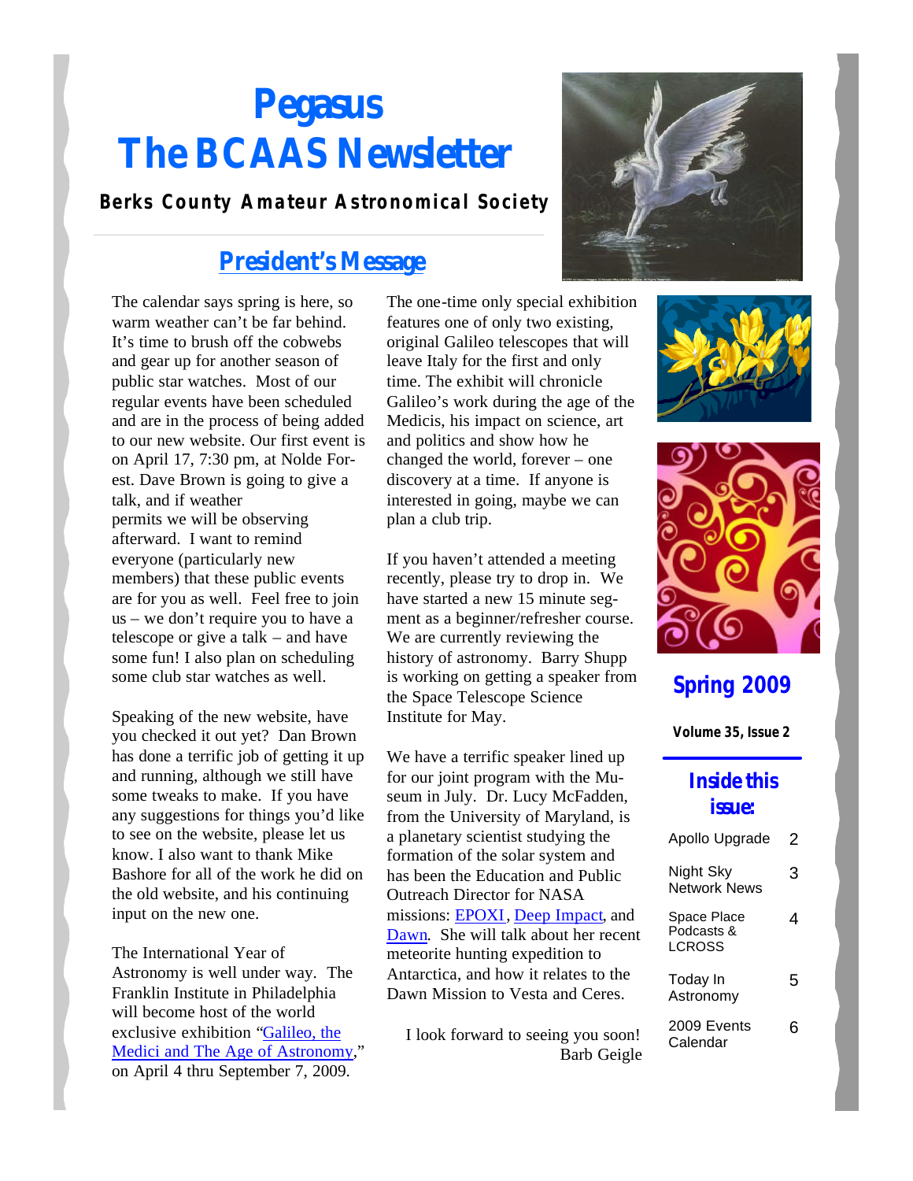# Pegasus
# The BCAAS Newsletter

**Berks County Amateur Astronomical Society**

## President's Message

The calendar says spring is here, so warm weather can't be far behind. It's time to brush off the cobwebs and gear up for another season of public star watches. Most of our regular events have been scheduled and are in the process of being added to our new website. Our first event is on April 17, 7:30 pm, at Nolde Forest. Dave Brown is going to give a talk, and if weather permits we will be observing afterward. I want to remind everyone (particularly new members) that these public events are for you as well. Feel free to join us – we don't require you to have a telescope or give a talk – and have some fun! I also plan on scheduling some club star watches as well.

Speaking of the new website, have you checked it out yet? Dan Brown has done a terrific job of getting it up and running, although we still have some tweaks to make. If you have any suggestions for things you'd like to see on the website, please let us know. I also want to thank Mike Bashore for all of the work he did on the old website, and his continuing input on the new one.

The International Year of Astronomy is well under way. The Franklin Institute in Philadelphia will become host of the world exclusive exhibition "Galileo, the Medici and The Age of Astronomy," on April 4 thru September 7, 2009. The one-time only special exhibition features one of only two existing, original Galileo telescopes that will leave Italy for the first and only time. The exhibit will chronicle Galileo's work during the age of the Medicis, his impact on science, art and politics and show how he changed the world, forever – one discovery at a time. If anyone is interested in going, maybe we can plan a club trip.

If you haven't attended a meeting recently, please try to drop in. We have started a new 15 minute segment as a beginner/refresher course. We are currently reviewing the history of astronomy. Barry Shupp is working on getting a speaker from the Space Telescope Science Institute for May.

We have a terrific speaker lined up for our joint program with the Museum in July. Dr. Lucy McFadden, from the University of Maryland, is a planetary scientist studying the formation of the solar system and has been the Education and Public Outreach Director for NASA missions: EPOXI, Deep Impact, and Dawn. She will talk about her recent meteorite hunting expedition to Antarctica, and how it relates to the Dawn Mission to Vesta and Ceres.

I look forward to seeing you soon!
Barb Geigle

**Spring 2009**

**Volume 35, Issue 2**

### Inside this issue:

| | |
|---|---|
| Apollo Upgrade | 2 |
| Night Sky Network News | 3 |
| Space Place Podcasts & LCROSS | 4 |
| Today In Astronomy | 5 |
| 2009 Events Calendar | 6 |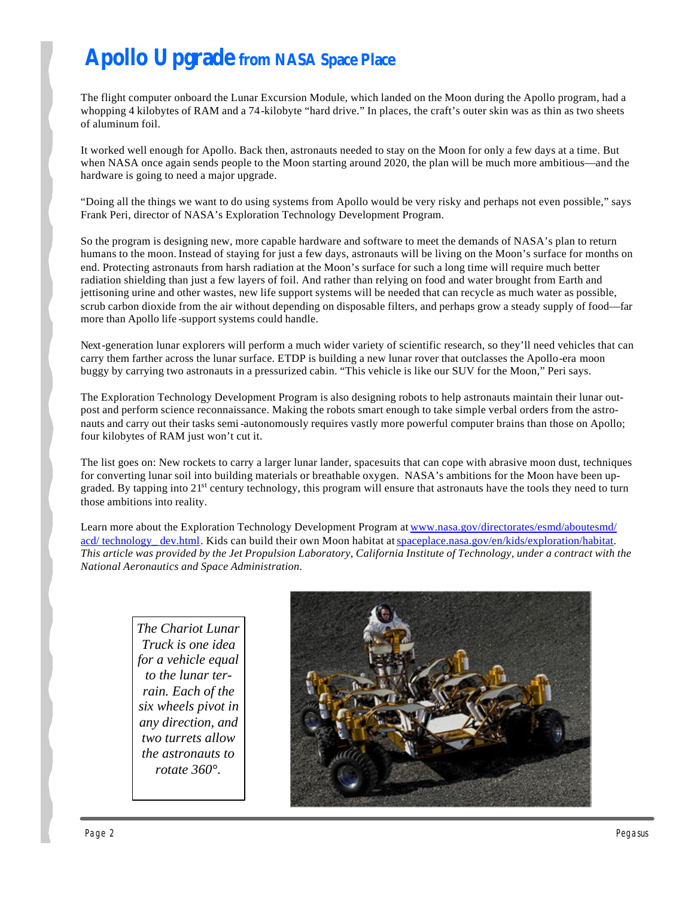# Apollo Upgrade from NASA Space Place

The flight computer onboard the Lunar Excursion Module, which landed on the Moon during the Apollo program, had a whopping 4 kilobytes of RAM and a 74-kilobyte "hard drive." In places, the craft's outer skin was as thin as two sheets of aluminum foil.

It worked well enough for Apollo. Back then, astronauts needed to stay on the Moon for only a few days at a time. But when NASA once again sends people to the Moon starting around 2020, the plan will be much more ambitious—and the hardware is going to need a major upgrade.

"Doing all the things we want to do using systems from Apollo would be very risky and perhaps not even possible," says Frank Peri, director of NASA's Exploration Technology Development Program.

So the program is designing new, more capable hardware and software to meet the demands of NASA's plan to return humans to the moon. Instead of staying for just a few days, astronauts will be living on the Moon's surface for months on end. Protecting astronauts from harsh radiation at the Moon's surface for such a long time will require much better radiation shielding than just a few layers of foil. And rather than relying on food and water brought from Earth and jettisoning urine and other wastes, new life support systems will be needed that can recycle as much water as possible, scrub carbon dioxide from the air without depending on disposable filters, and perhaps grow a steady supply of food—far more than Apollo life-support systems could handle.

Next-generation lunar explorers will perform a much wider variety of scientific research, so they'll need vehicles that can carry them farther across the lunar surface. ETDP is building a new lunar rover that outclasses the Apollo-era moon buggy by carrying two astronauts in a pressurized cabin. "This vehicle is like our SUV for the Moon," Peri says.

The Exploration Technology Development Program is also designing robots to help astronauts maintain their lunar outpost and perform science reconnaissance. Making the robots smart enough to take simple verbal orders from the astronauts and carry out their tasks semi-autonomously requires vastly more powerful computer brains than those on Apollo; four kilobytes of RAM just won't cut it.

The list goes on: New rockets to carry a larger lunar lander, spacesuits that can cope with abrasive moon dust, techniques for converting lunar soil into building materials or breathable oxygen. NASA's ambitions for the Moon have been upgraded. By tapping into 21st century technology, this program will ensure that astronauts have the tools they need to turn those ambitions into reality.

Learn more about the Exploration Technology Development Program at www.nasa.gov/directorates/esmd/aboutesmd/acd/technology_dev.html. Kids can build their own Moon habitat at spaceplace.nasa.gov/en/kids/exploration/habitat. *This article was provided by the Jet Propulsion Laboratory, California Institute of Technology, under a contract with the National Aeronautics and Space Administration.*

*The Chariot Lunar Truck is one idea for a vehicle equal to the lunar terrain. Each of the six wheels pivot in any direction, and two turrets allow the astronauts to rotate 360°.*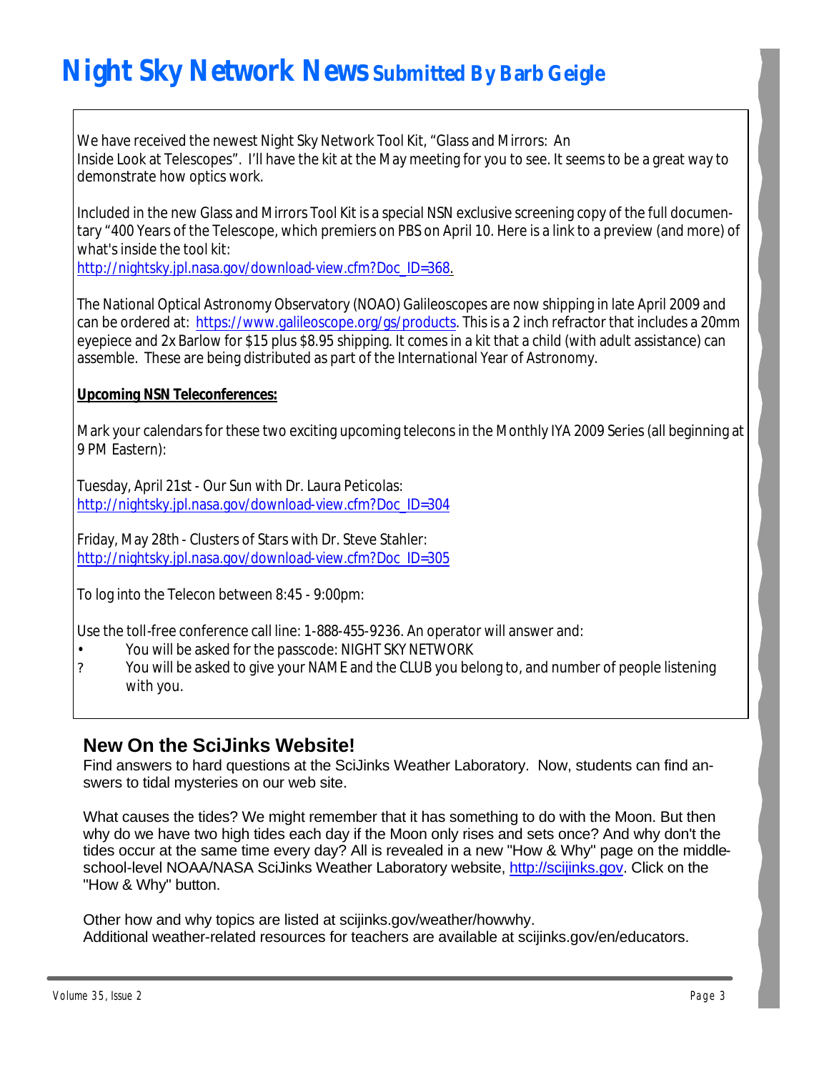# Night Sky Network News Submitted By Barb Geigle

We have received the newest Night Sky Network Tool Kit, "Glass and Mirrors: An Inside Look at Telescopes". I'll have the kit at the May meeting for you to see. It seems to be a great way to demonstrate how optics work.

Included in the new Glass and Mirrors Tool Kit is a special NSN exclusive screening copy of the full documentary "400 Years of the Telescope, which premiers on PBS on April 10. Here is a link to a preview (and more) of what's inside the tool kit:
http://nightsky.jpl.nasa.gov/download-view.cfm?Doc_ID=368.

The National Optical Astronomy Observatory (NOAO) Galileoscopes are now shipping in late April 2009 and can be ordered at: https://www.galileoscope.org/gs/products. This is a 2 inch refractor that includes a 20mm eyepiece and 2x Barlow for $15 plus $8.95 shipping. It comes in a kit that a child (with adult assistance) can assemble. These are being distributed as part of the International Year of Astronomy.

**Upcoming NSN Teleconferences:**

Mark your calendars for these two exciting upcoming telecons in the Monthly IYA 2009 Series (all beginning at 9 PM Eastern):

Tuesday, April 21st - Our Sun with Dr. Laura Peticolas:
http://nightsky.jpl.nasa.gov/download-view.cfm?Doc_ID=304

Friday, May 28th - Clusters of Stars with Dr. Steve Stahler:
http://nightsky.jpl.nasa.gov/download-view.cfm?Doc_ID=305

To log into the Telecon between 8:45 - 9:00pm:

Use the toll-free conference call line: 1-888-455-9236. An operator will answer and:

- You will be asked for the passcode: NIGHT SKY NETWORK
- You will be asked to give your NAME and the CLUB you belong to, and number of people listening with you.

## New On the SciJinks Website!

Find answers to hard questions at the SciJinks Weather Laboratory. Now, students can find answers to tidal mysteries on our web site.

What causes the tides? We might remember that it has something to do with the Moon. But then why do we have two high tides each day if the Moon only rises and sets once? And why don't the tides occur at the same time every day? All is revealed in a new "How & Why" page on the middle-school-level NOAA/NASA SciJinks Weather Laboratory website, http://scijinks.gov. Click on the "How & Why" button.

Other how and why topics are listed at scijinks.gov/weather/howwhy.
Additional weather-related resources for teachers are available at scijinks.gov/en/educators.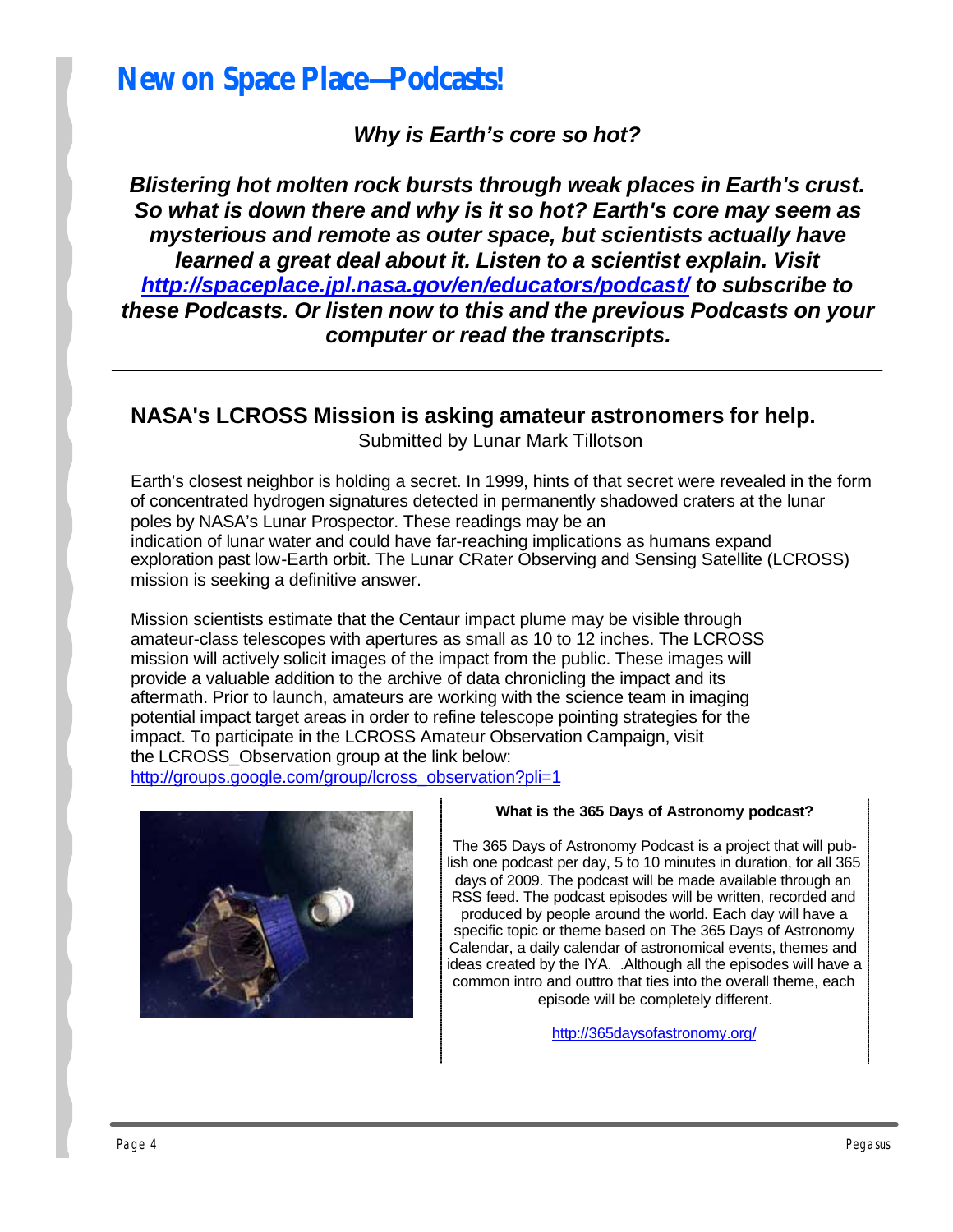# New on Space Place—Podcasts!

***Why is Earth's core so hot?***

***Blistering hot molten rock bursts through weak places in Earth's crust. So what is down there and why is it so hot? Earth's core may seem as mysterious and remote as outer space, but scientists actually have learned a great deal about it. Listen to a scientist explain. Visit http://spaceplace.jpl.nasa.gov/en/educators/podcast/ to subscribe to these Podcasts. Or listen now to this and the previous Podcasts on your computer or read the transcripts.***

---

## NASA's LCROSS Mission is asking amateur astronomers for help.

Submitted by Lunar Mark Tillotson

Earth's closest neighbor is holding a secret. In 1999, hints of that secret were revealed in the form of concentrated hydrogen signatures detected in permanently shadowed craters at the lunar poles by NASA's Lunar Prospector. These readings may be an indication of lunar water and could have far-reaching implications as humans expand exploration past low-Earth orbit. The Lunar CRater Observing and Sensing Satellite (LCROSS) mission is seeking a definitive answer.

Mission scientists estimate that the Centaur impact plume may be visible through amateur-class telescopes with apertures as small as 10 to 12 inches. The LCROSS mission will actively solicit images of the impact from the public. These images will provide a valuable addition to the archive of data chronicling the impact and its aftermath. Prior to launch, amateurs are working with the science team in imaging potential impact target areas in order to refine telescope pointing strategies for the impact. To participate in the LCROSS Amateur Observation Campaign, visit the LCROSS_Observation group at the link below:
http://groups.google.com/group/lcross_observation?pli=1

**What is the 365 Days of Astronomy podcast?**

The 365 Days of Astronomy Podcast is a project that will publish one podcast per day, 5 to 10 minutes in duration, for all 365 days of 2009. The podcast will be made available through an RSS feed. The podcast episodes will be written, recorded and produced by people around the world. Each day will have a specific topic or theme based on The 365 Days of Astronomy Calendar, a daily calendar of astronomical events, themes and ideas created by the IYA. .Although all the episodes will have a common intro and outtro that ties into the overall theme, each episode will be completely different.

http://365daysofastronomy.org/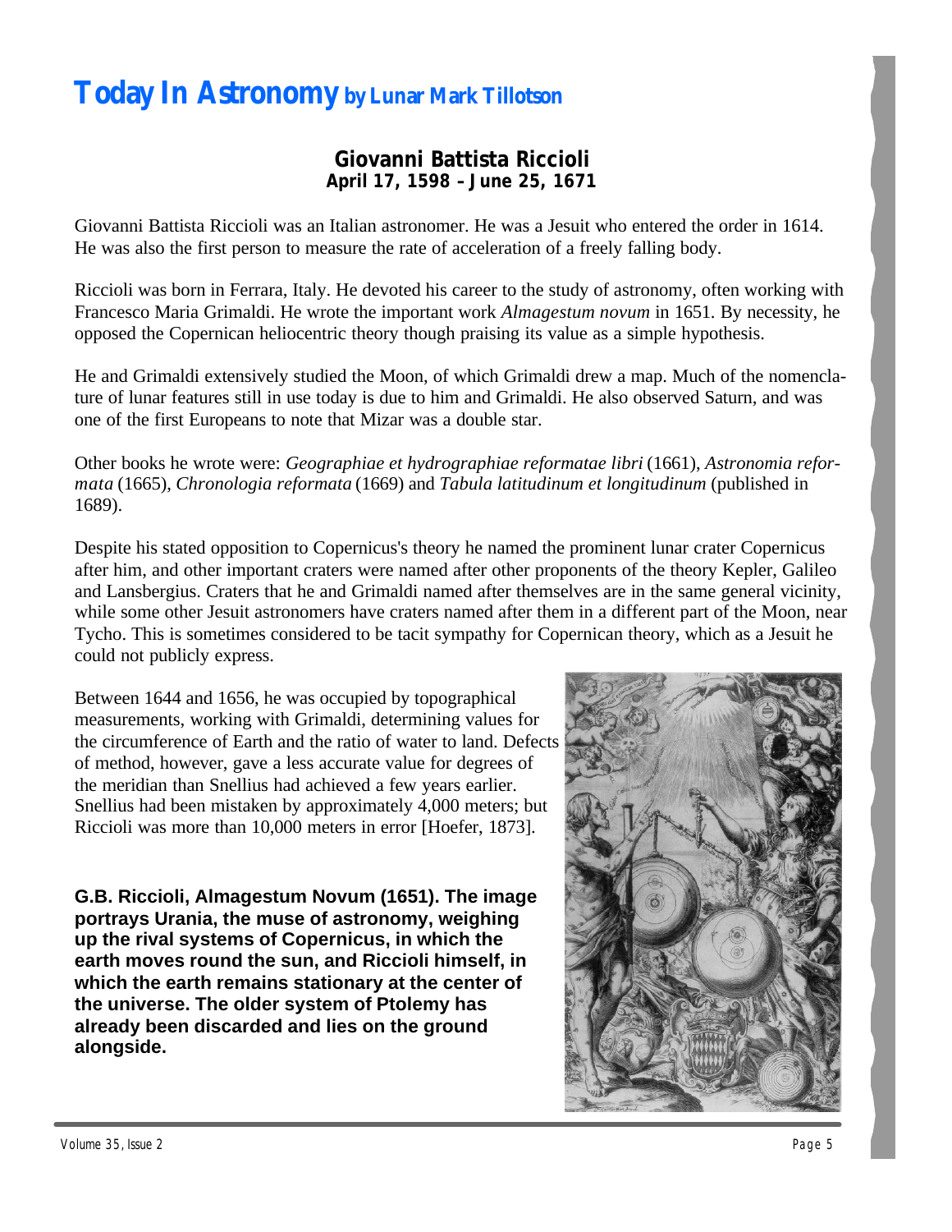# Today In Astronomy by Lunar Mark Tillotson

## Giovanni Battista Riccioli
**April 17, 1598 – June 25, 1671**

Giovanni Battista Riccioli was an Italian astronomer. He was a Jesuit who entered the order in 1614. He was also the first person to measure the rate of acceleration of a freely falling body.

Riccioli was born in Ferrara, Italy. He devoted his career to the study of astronomy, often working with Francesco Maria Grimaldi. He wrote the important work *Almagestum novum* in 1651. By necessity, he opposed the Copernican heliocentric theory though praising its value as a simple hypothesis.

He and Grimaldi extensively studied the Moon, of which Grimaldi drew a map. Much of the nomenclature of lunar features still in use today is due to him and Grimaldi. He also observed Saturn, and was one of the first Europeans to note that Mizar was a double star.

Other books he wrote were: *Geographiae et hydrographiae reformatae libri* (1661), *Astronomia reformata* (1665), *Chronologia reformata* (1669) and *Tabula latitudinum et longitudinum* (published in 1689).

Despite his stated opposition to Copernicus's theory he named the prominent lunar crater Copernicus after him, and other important craters were named after other proponents of the theory Kepler, Galileo and Lansbergius. Craters that he and Grimaldi named after themselves are in the same general vicinity, while some other Jesuit astronomers have craters named after them in a different part of the Moon, near Tycho. This is sometimes considered to be tacit sympathy for Copernican theory, which as a Jesuit he could not publicly express.

Between 1644 and 1656, he was occupied by topographical measurements, working with Grimaldi, determining values for the circumference of Earth and the ratio of water to land. Defects of method, however, gave a less accurate value for degrees of the meridian than Snellius had achieved a few years earlier. Snellius had been mistaken by approximately 4,000 meters; but Riccioli was more than 10,000 meters in error [Hoefer, 1873].

**G.B. Riccioli, Almagestum Novum (1651). The image portrays Urania, the muse of astronomy, weighing up the rival systems of Copernicus, in which the earth moves round the sun, and Riccioli himself, in which the earth remains stationary at the center of the universe. The older system of Ptolemy has already been discarded and lies on the ground alongside.**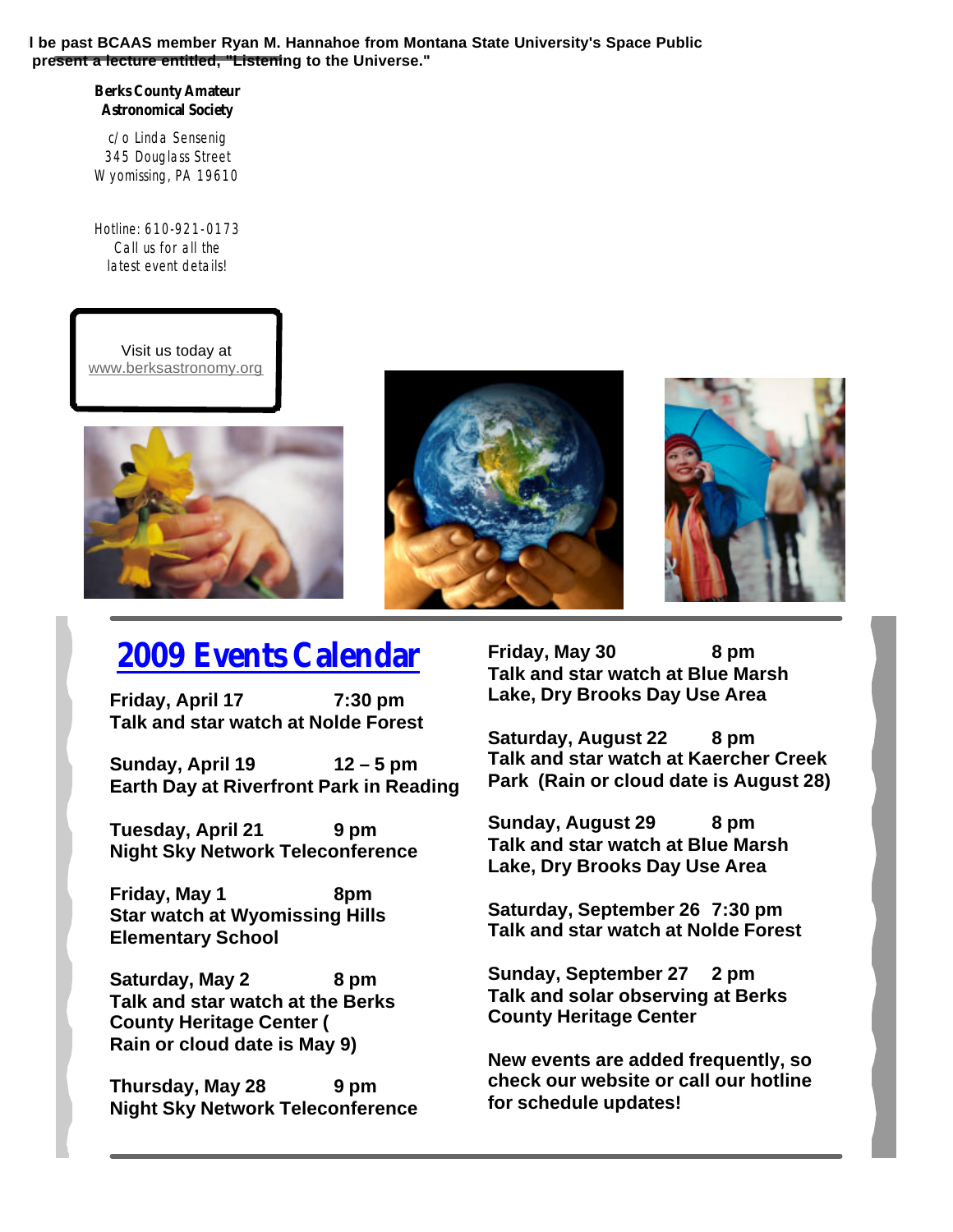l be past BCAAS member Ryan M. Hannahoe from Montana State University's Space Public present a lecture entitled, "Listening to the Universe."

**Berks County Amateur Astronomical Society**

c/o Linda Sensenig
345 Douglass Street
Wyomissing, PA 19610

Hotline: 610-921-0173
Call us for all the latest event details!

Visit us today at www.berksastronomy.org

## 2009 Events Calendar

**Friday, April 17 7:30 pm**
**Talk and star watch at Nolde Forest**

**Sunday, April 19 12 – 5 pm**
**Earth Day at Riverfront Park in Reading**

**Tuesday, April 21 9 pm**
**Night Sky Network Teleconference**

**Friday, May 1 8pm**
**Star watch at Wyomissing Hills Elementary School**

**Saturday, May 2 8 pm**
**Talk and star watch at the Berks County Heritage Center ( Rain or cloud date is May 9)**

**Thursday, May 28 9 pm**
**Night Sky Network Teleconference**

**Friday, May 30 8 pm**
**Talk and star watch at Blue Marsh Lake, Dry Brooks Day Use Area**

**Saturday, August 22 8 pm**
**Talk and star watch at Kaercher Creek Park (Rain or cloud date is August 28)**

**Sunday, August 29 8 pm**
**Talk and star watch at Blue Marsh Lake, Dry Brooks Day Use Area**

**Saturday, September 26 7:30 pm**
**Talk and star watch at Nolde Forest**

**Sunday, September 27 2 pm**
**Talk and solar observing at Berks County Heritage Center**

**New events are added frequently, so check our website or call our hotline for schedule updates!**